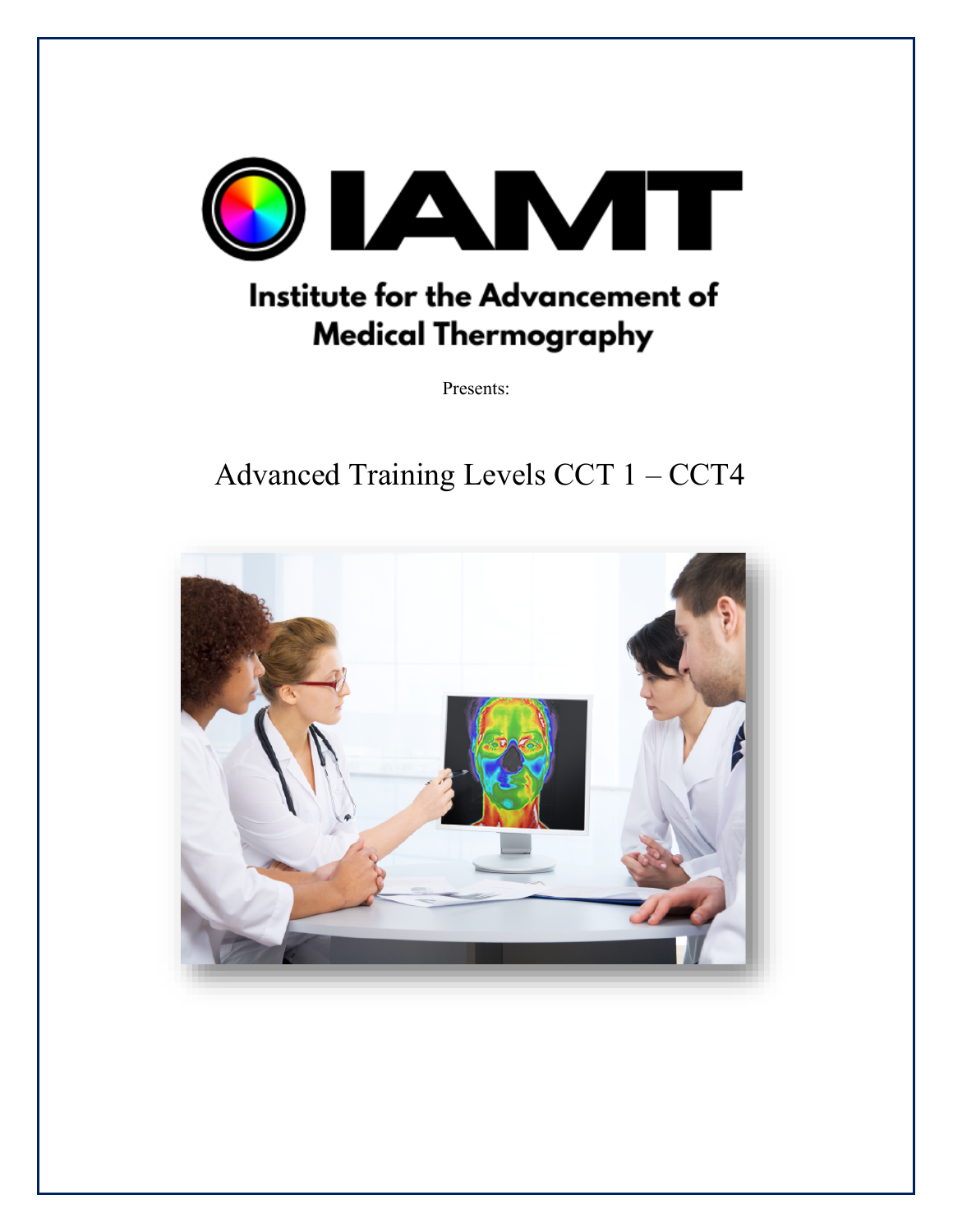# IAMT

## Institute for the Advancement of Medical Thermography

Presents:

# Advanced Training Levels CCT 1 – CCT4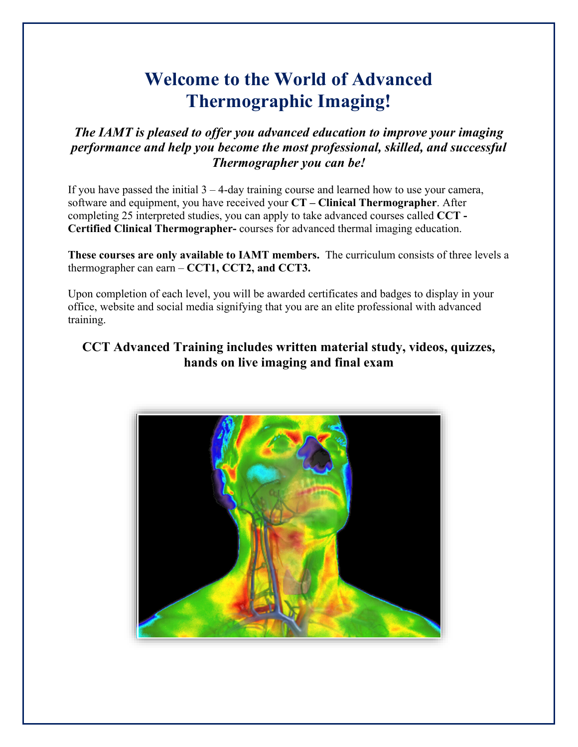# Welcome to the World of Advanced Thermographic Imaging!

***The IAMT is pleased to offer you advanced education to improve your imaging performance and help you become the most professional, skilled, and successful Thermographer you can be!***

If you have passed the initial 3 – 4-day training course and learned how to use your camera, software and equipment, you have received your **CT – Clinical Thermographer**. After completing 25 interpreted studies, you can apply to take advanced courses called **CCT - Certified Clinical Thermographer-** courses for advanced thermal imaging education.

**These courses are only available to IAMT members.** The curriculum consists of three levels a thermographer can earn – **CCT1, CCT2, and CCT3.**

Upon completion of each level, you will be awarded certificates and badges to display in your office, website and social media signifying that you are an elite professional with advanced training.

**CCT Advanced Training includes written material study, videos, quizzes, hands on live imaging and final exam**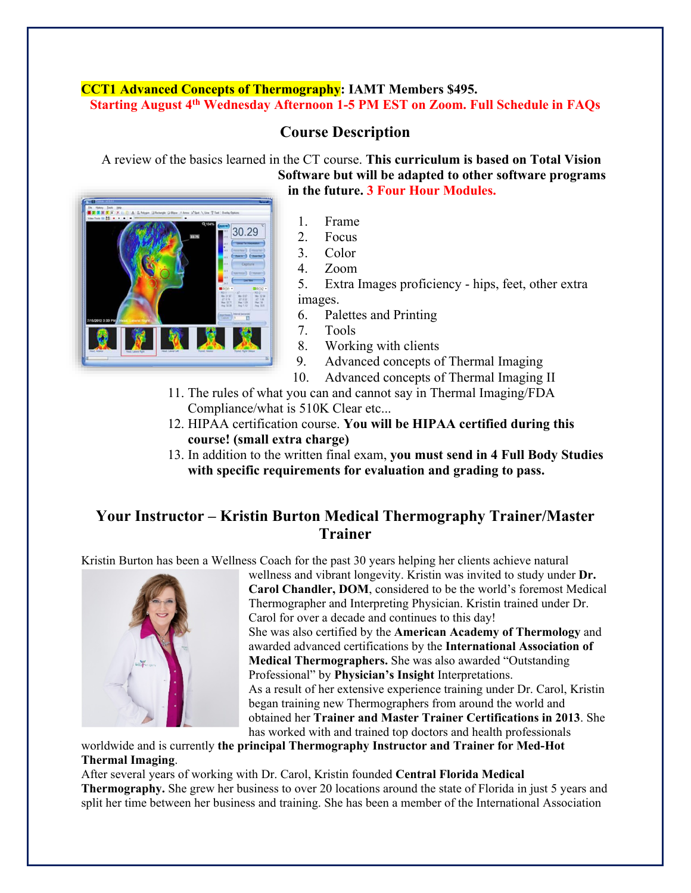**CCT1 Advanced Concepts of Thermography: IAMT Members $495.**
**Starting August 4th Wednesday Afternoon 1-5 PM EST on Zoom. Full Schedule in FAQs**

## Course Description

A review of the basics learned in the CT course. **This curriculum is based on Total Vision Software but will be adapted to other software programs in the future. 3 Four Hour Modules.**

1. Frame
2. Focus
3. Color
4. Zoom
5. Extra Images proficiency - hips, feet, other extra images.
6. Palettes and Printing
7. Tools
8. Working with clients
9. Advanced concepts of Thermal Imaging
10. Advanced concepts of Thermal Imaging II
11. The rules of what you can and cannot say in Thermal Imaging/FDA Compliance/what is 510K Clear etc...
12. HIPAA certification course. **You will be HIPAA certified during this course! (small extra charge)**
13. In addition to the written final exam, **you must send in 4 Full Body Studies with specific requirements for evaluation and grading to pass.**

## Your Instructor – Kristin Burton Medical Thermography Trainer/Master Trainer

Kristin Burton has been a Wellness Coach for the past 30 years helping her clients achieve natural wellness and vibrant longevity. Kristin was invited to study under **Dr. Carol Chandler, DOM**, considered to be the world's foremost Medical Thermographer and Interpreting Physician. Kristin trained under Dr. Carol for over a decade and continues to this day!

She was also certified by the **American Academy of Thermology** and awarded advanced certifications by the **International Association of Medical Thermographers.** She was also awarded "Outstanding Professional" by **Physician's Insight** Interpretations.

As a result of her extensive experience training under Dr. Carol, Kristin began training new Thermographers from around the world and obtained her **Trainer and Master Trainer Certifications in 2013**. She has worked with and trained top doctors and health professionals worldwide and is currently **the principal Thermography Instructor and Trainer for Med-Hot Thermal Imaging**.

After several years of working with Dr. Carol, Kristin founded **Central Florida Medical Thermography.** She grew her business to over 20 locations around the state of Florida in just 5 years and split her time between her business and training. She has been a member of the International Association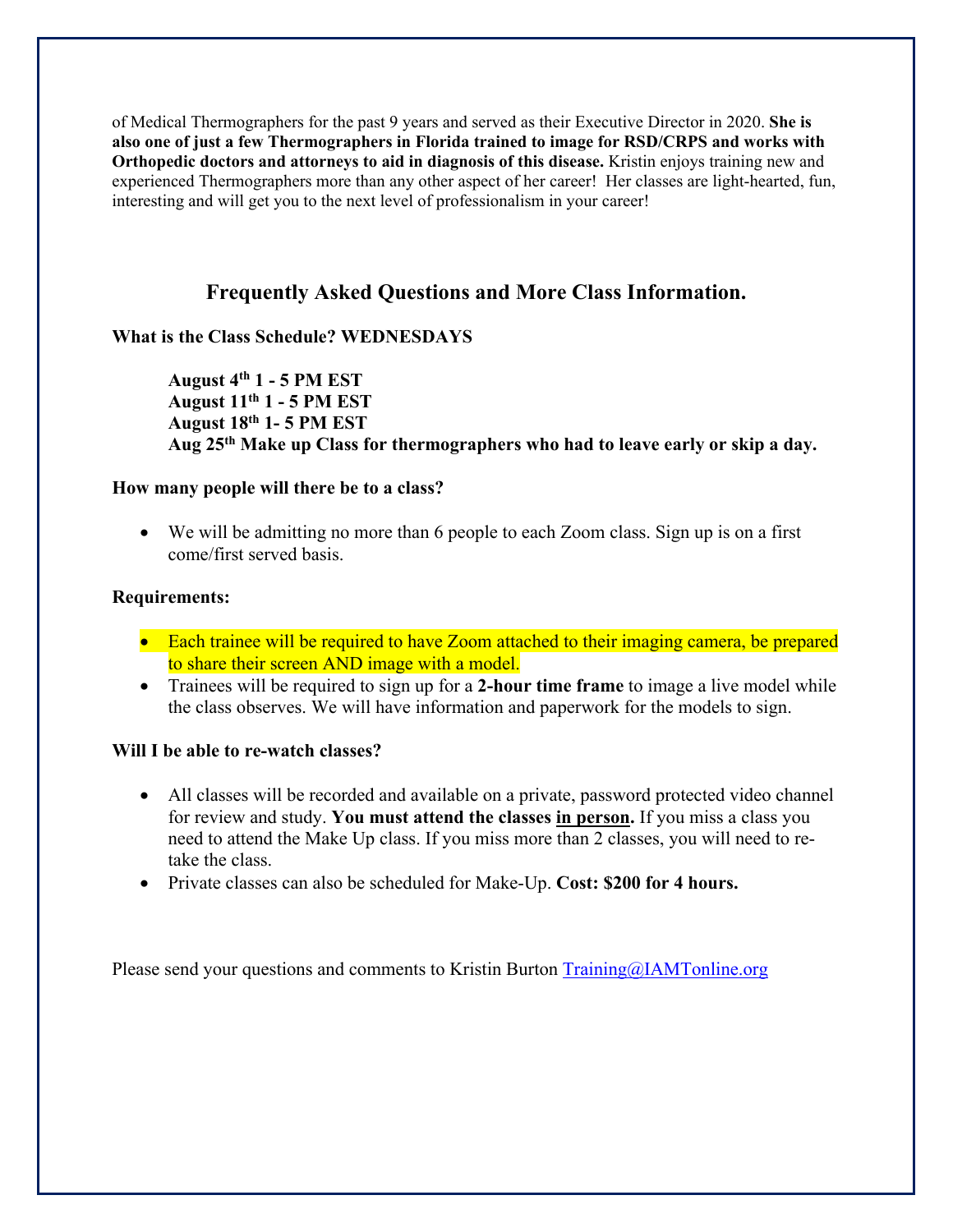of Medical Thermographers for the past 9 years and served as their Executive Director in 2020. **She is also one of just a few Thermographers in Florida trained to image for RSD/CRPS and works with Orthopedic doctors and attorneys to aid in diagnosis of this disease.** Kristin enjoys training new and experienced Thermographers more than any other aspect of her career! Her classes are light-hearted, fun, interesting and will get you to the next level of professionalism in your career!

## Frequently Asked Questions and More Class Information.

**What is the Class Schedule? WEDNESDAYS**

**August 4th 1 - 5 PM EST**
**August 11th 1 - 5 PM EST**
**August 18th 1- 5 PM EST**
**Aug 25th Make up Class for thermographers who had to leave early or skip a day.**

**How many people will there be to a class?**

- We will be admitting no more than 6 people to each Zoom class. Sign up is on a first come/first served basis.

**Requirements:**

- Each trainee will be required to have Zoom attached to their imaging camera, be prepared to share their screen AND image with a model.
- Trainees will be required to sign up for a **2-hour time frame** to image a live model while the class observes. We will have information and paperwork for the models to sign.

**Will I be able to re-watch classes?**

- All classes will be recorded and available on a private, password protected video channel for review and study. **You must attend the classes <u>in person</u>.** If you miss a class you need to attend the Make Up class. If you miss more than 2 classes, you will need to re-take the class.
- Private classes can also be scheduled for Make-Up. **Cost: $200 for 4 hours.**

Please send your questions and comments to Kristin Burton Training@IAMTonline.org